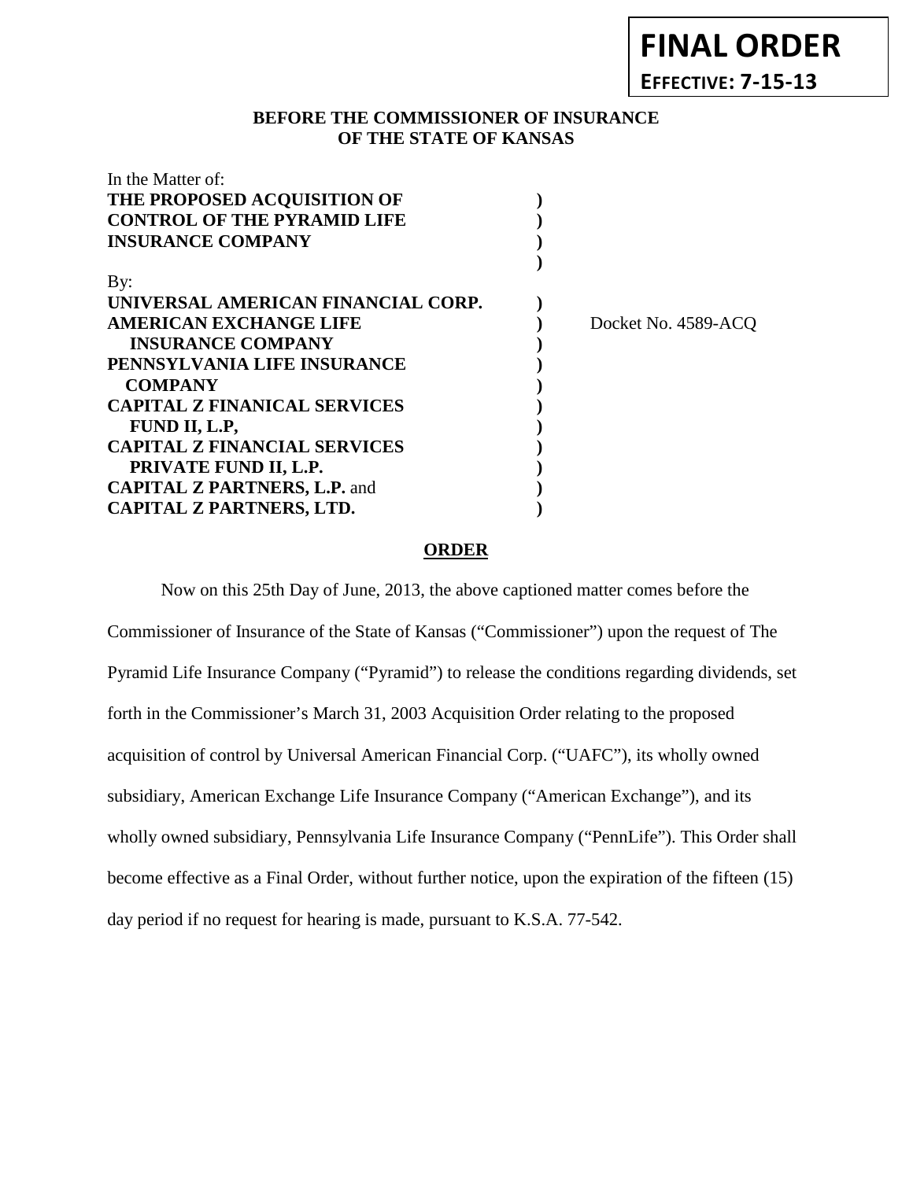**FINAL ORDER**

**EFFECTIVE: 7-15-13**

**BEFORE THE COMMISSIONER OF INSURANCE OF THE STATE OF KANSAS**

In the Matter of:
**THE PROPOSED ACQUISITION OF CONTROL OF THE PYRAMID LIFE INSURANCE COMPANY**

By:
**UNIVERSAL AMERICAN FINANCIAL CORP.**
**AMERICAN EXCHANGE LIFE INSURANCE COMPANY**
**PENNSYLVANIA LIFE INSURANCE COMPANY**
**CAPITAL Z FINANICAL SERVICES FUND II, L.P,**
**CAPITAL Z FINANCIAL SERVICES PRIVATE FUND II, L.P.**
**CAPITAL Z PARTNERS, L.P.** and
**CAPITAL Z PARTNERS, LTD.**

Docket No. 4589-ACQ

## ORDER

Now on this 25th Day of June, 2013, the above captioned matter comes before the Commissioner of Insurance of the State of Kansas ("Commissioner") upon the request of The Pyramid Life Insurance Company ("Pyramid") to release the conditions regarding dividends, set forth in the Commissioner's March 31, 2003 Acquisition Order relating to the proposed acquisition of control by Universal American Financial Corp. ("UAFC"), its wholly owned subsidiary, American Exchange Life Insurance Company ("American Exchange"), and its wholly owned subsidiary, Pennsylvania Life Insurance Company ("PennLife"). This Order shall become effective as a Final Order, without further notice, upon the expiration of the fifteen (15) day period if no request for hearing is made, pursuant to K.S.A. 77-542.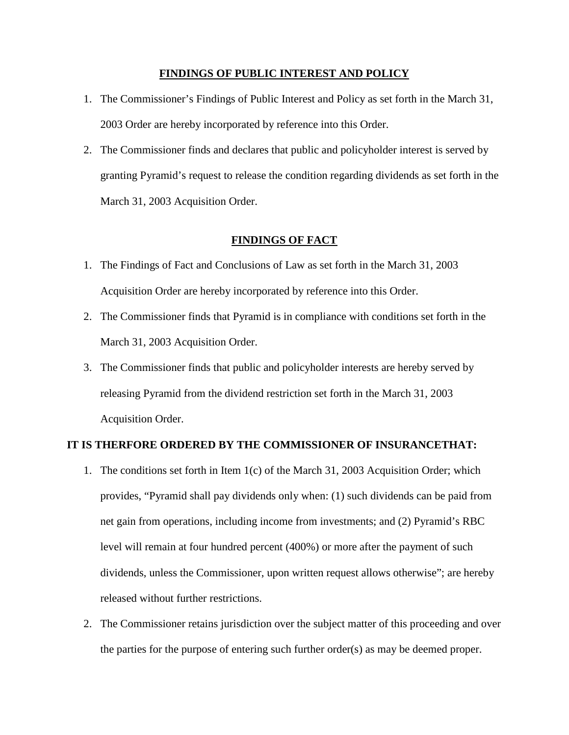## FINDINGS OF PUBLIC INTEREST AND POLICY

1. The Commissioner's Findings of Public Interest and Policy as set forth in the March 31, 2003 Order are hereby incorporated by reference into this Order.
2. The Commissioner finds and declares that public and policyholder interest is served by granting Pyramid's request to release the condition regarding dividends as set forth in the March 31, 2003 Acquisition Order.

## FINDINGS OF FACT

1. The Findings of Fact and Conclusions of Law as set forth in the March 31, 2003 Acquisition Order are hereby incorporated by reference into this Order.
2. The Commissioner finds that Pyramid is in compliance with conditions set forth in the March 31, 2003 Acquisition Order.
3. The Commissioner finds that public and policyholder interests are hereby served by releasing Pyramid from the dividend restriction set forth in the March 31, 2003 Acquisition Order.

**IT IS THERFORE ORDERED BY THE COMMISSIONER OF INSURANCETHAT:**

1. The conditions set forth in Item 1(c) of the March 31, 2003 Acquisition Order; which provides, "Pyramid shall pay dividends only when: (1) such dividends can be paid from net gain from operations, including income from investments; and (2) Pyramid's RBC level will remain at four hundred percent (400%) or more after the payment of such dividends, unless the Commissioner, upon written request allows otherwise"; are hereby released without further restrictions.
2. The Commissioner retains jurisdiction over the subject matter of this proceeding and over the parties for the purpose of entering such further order(s) as may be deemed proper.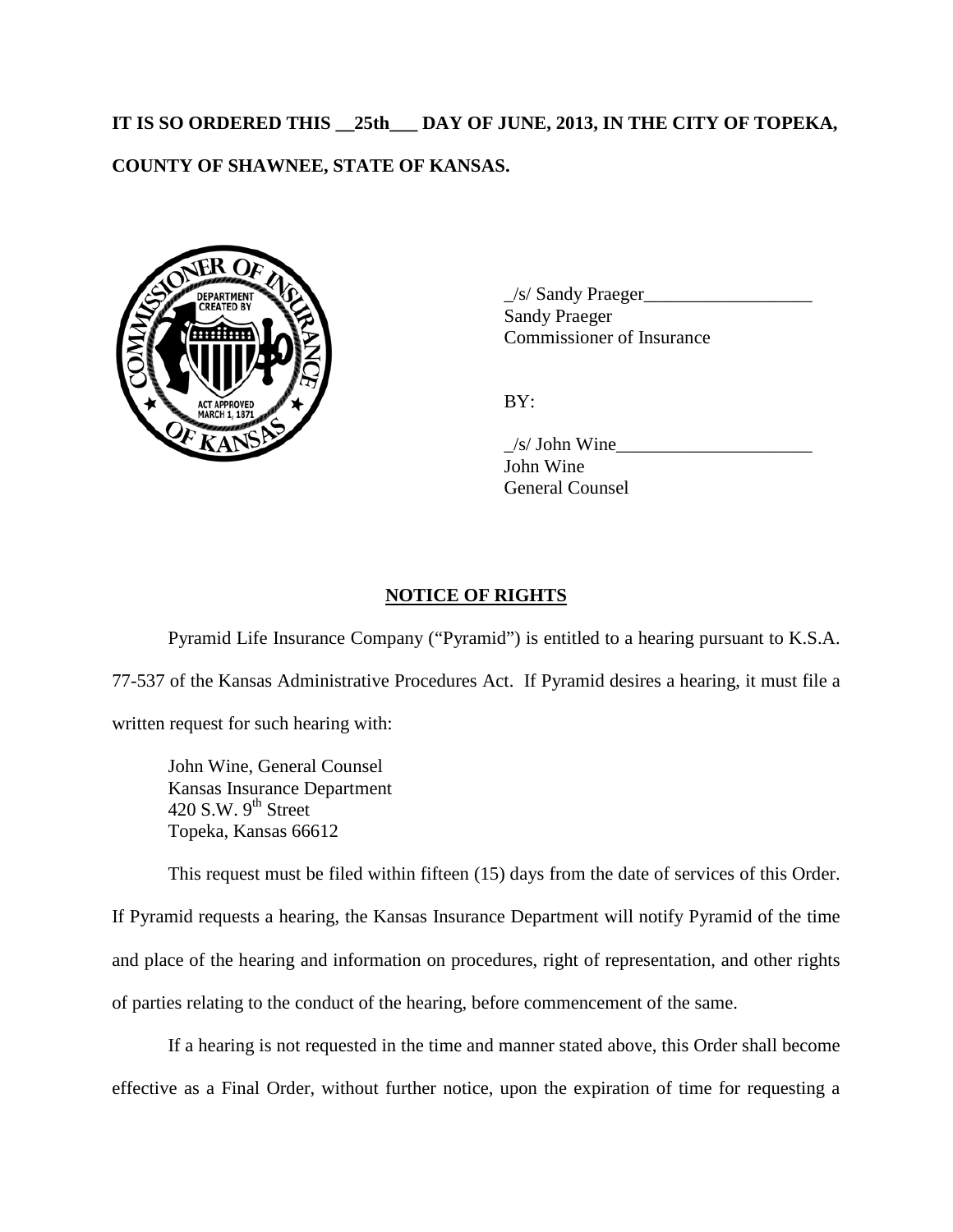**IT IS SO ORDERED THIS __25th___ DAY OF JUNE, 2013, IN THE CITY OF TOPEKA, COUNTY OF SHAWNEE, STATE OF KANSAS.**

_/s/ Sandy Praeger__________________
Sandy Praeger
Commissioner of Insurance

BY:

_/s/ John Wine_____________________
John Wine
General Counsel

## NOTICE OF RIGHTS

Pyramid Life Insurance Company ("Pyramid") is entitled to a hearing pursuant to K.S.A. 77-537 of the Kansas Administrative Procedures Act. If Pyramid desires a hearing, it must file a written request for such hearing with:

John Wine, General Counsel
Kansas Insurance Department
420 S.W. 9th Street
Topeka, Kansas 66612

This request must be filed within fifteen (15) days from the date of services of this Order. If Pyramid requests a hearing, the Kansas Insurance Department will notify Pyramid of the time and place of the hearing and information on procedures, right of representation, and other rights of parties relating to the conduct of the hearing, before commencement of the same.

If a hearing is not requested in the time and manner stated above, this Order shall become effective as a Final Order, without further notice, upon the expiration of time for requesting a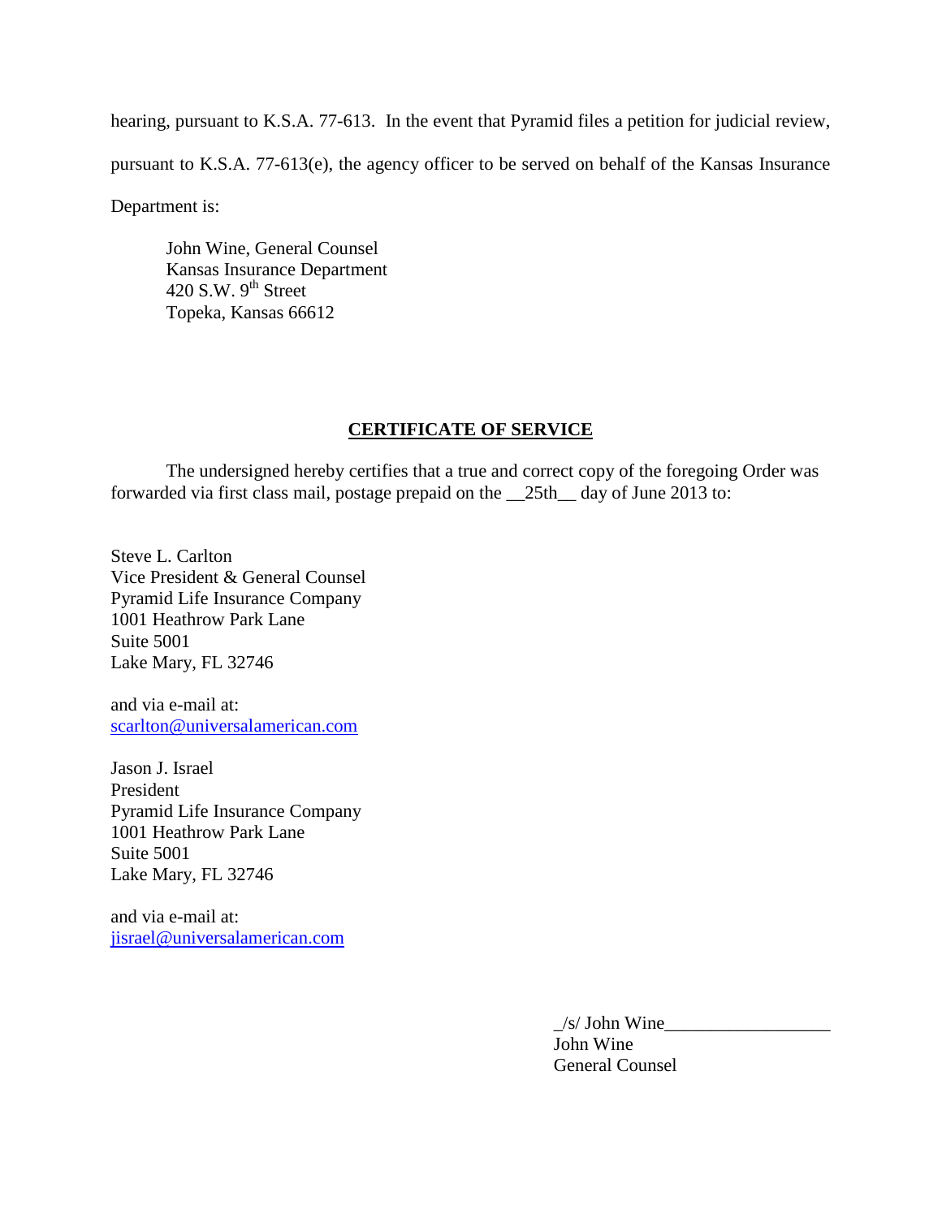hearing, pursuant to K.S.A. 77-613. In the event that Pyramid files a petition for judicial review, pursuant to K.S.A. 77-613(e), the agency officer to be served on behalf of the Kansas Insurance Department is:

John Wine, General Counsel
Kansas Insurance Department
420 S.W. 9th Street
Topeka, Kansas 66612

## CERTIFICATE OF SERVICE

The undersigned hereby certifies that a true and correct copy of the foregoing Order was forwarded via first class mail, postage prepaid on the __25th__ day of June 2013 to:

Steve L. Carlton
Vice President & General Counsel
Pyramid Life Insurance Company
1001 Heathrow Park Lane
Suite 5001
Lake Mary, FL 32746

and via e-mail at:
scarlton@universalamerican.com

Jason J. Israel
President
Pyramid Life Insurance Company
1001 Heathrow Park Lane
Suite 5001
Lake Mary, FL 32746

and via e-mail at:
jisrael@universalamerican.com

_/s/ John Wine__________________
John Wine
General Counsel